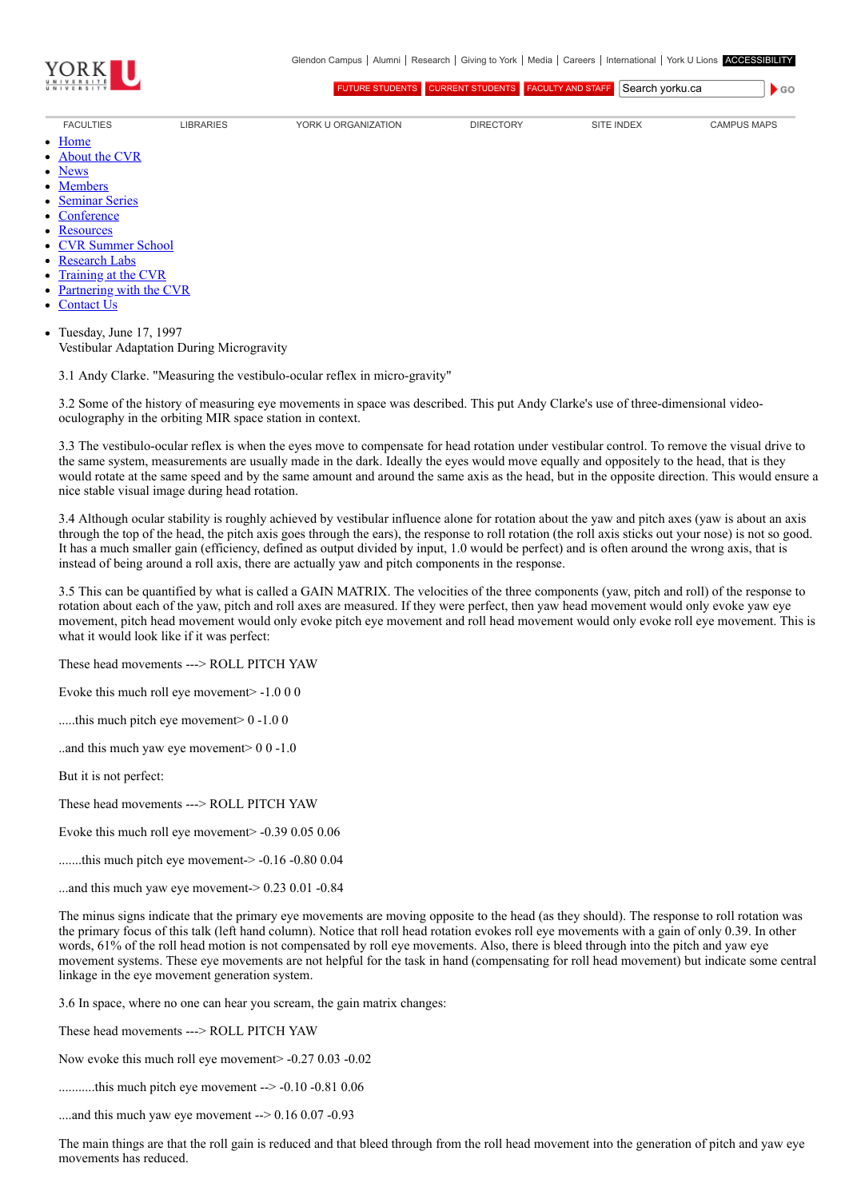YORK U UNIVERSITÉ UNIVERSITY

Glendon Campus | Alumni | Research | Giving to York | Media | Careers | International | York U Lions ACCESSIBILITY

FUTURE STUDENTS CURRENT STUDENTS FACULTY AND STAFF Search yorku.ca GO

FACULTIES LIBRARIES YORK U ORGANIZATION DIRECTORY SITE INDEX CAMPUS MAPS

- Home
- About the CVR
- News
- Members
- Seminar Series
- Conference
- Resources
- CVR Summer School
- Research Labs
- Training at the CVR
- Partnering with the CVR
- Contact Us

- Tuesday, June 17, 1997
  Vestibular Adaptation During Microgravity

3.1 Andy Clarke. "Measuring the vestibulo-ocular reflex in micro-gravity"

3.2 Some of the history of measuring eye movements in space was described. This put Andy Clarke's use of three-dimensional video-oculography in the orbiting MIR space station in context.

3.3 The vestibulo-ocular reflex is when the eyes move to compensate for head rotation under vestibular control. To remove the visual drive to the same system, measurements are usually made in the dark. Ideally the eyes would move equally and oppositely to the head, that is they would rotate at the same speed and by the same amount and around the same axis as the head, but in the opposite direction. This would ensure a nice stable visual image during head rotation.

3.4 Although ocular stability is roughly achieved by vestibular influence alone for rotation about the yaw and pitch axes (yaw is about an axis through the top of the head, the pitch axis goes through the ears), the response to roll rotation (the roll axis sticks out your nose) is not so good. It has a much smaller gain (efficiency, defined as output divided by input, 1.0 would be perfect) and is often around the wrong axis, that is instead of being around a roll axis, there are actually yaw and pitch components in the response.

3.5 This can be quantified by what is called a GAIN MATRIX. The velocities of the three components (yaw, pitch and roll) of the response to rotation about each of the yaw, pitch and roll axes are measured. If they were perfect, then yaw head movement would only evoke yaw eye movement, pitch head movement would only evoke pitch eye movement and roll head movement would only evoke roll eye movement. This is what it would look like if it was perfect:

These head movements ---> ROLL PITCH YAW

Evoke this much roll eye movement> -1.0 0 0

.....this much pitch eye movement> 0 -1.0 0

..and this much yaw eye movement> 0 0 -1.0

But it is not perfect:

These head movements ---> ROLL PITCH YAW

Evoke this much roll eye movement> -0.39 0.05 0.06

.......this much pitch eye movement-> -0.16 -0.80 0.04

...and this much yaw eye movement-> 0.23 0.01 -0.84

The minus signs indicate that the primary eye movements are moving opposite to the head (as they should). The response to roll rotation was the primary focus of this talk (left hand column). Notice that roll head rotation evokes roll eye movements with a gain of only 0.39. In other words, 61% of the roll head motion is not compensated by roll eye movements. Also, there is bleed through into the pitch and yaw eye movement systems. These eye movements are not helpful for the task in hand (compensating for roll head movement) but indicate some central linkage in the eye movement generation system.

3.6 In space, where no one can hear you scream, the gain matrix changes:

These head movements ---> ROLL PITCH YAW

Now evoke this much roll eye movement> -0.27 0.03 -0.02

...........this much pitch eye movement --> -0.10 -0.81 0.06

....and this much yaw eye movement --> 0.16 0.07 -0.93

The main things are that the roll gain is reduced and that bleed through from the roll head movement into the generation of pitch and yaw eye movements has reduced.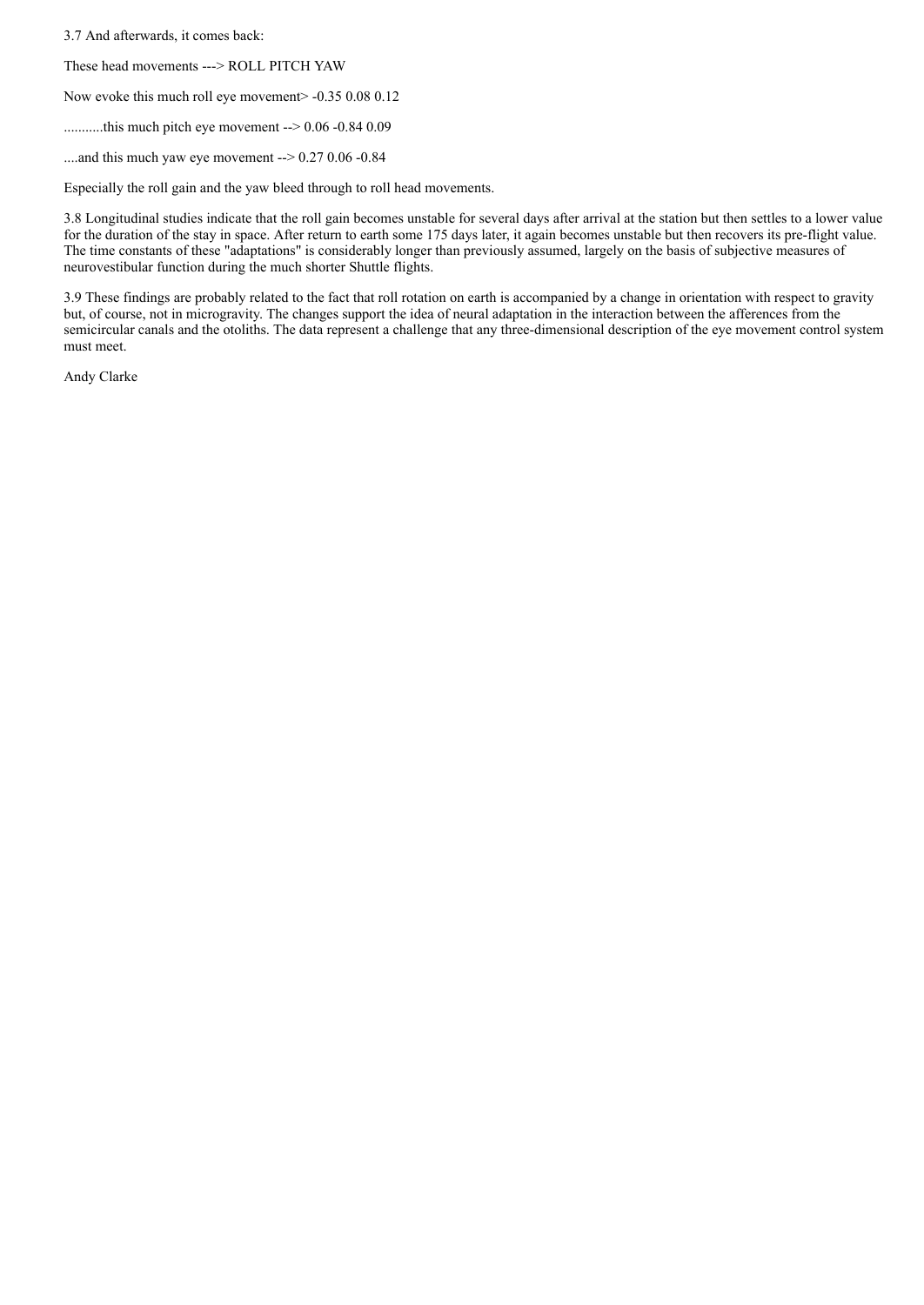3.7 And afterwards, it comes back:

These head movements ---> ROLL PITCH YAW

Now evoke this much roll eye movement> -0.35 0.08 0.12

...........this much pitch eye movement --> 0.06 -0.84 0.09

....and this much yaw eye movement --> 0.27 0.06 -0.84

Especially the roll gain and the yaw bleed through to roll head movements.

3.8 Longitudinal studies indicate that the roll gain becomes unstable for several days after arrival at the station but then settles to a lower value for the duration of the stay in space. After return to earth some 175 days later, it again becomes unstable but then recovers its pre-flight value. The time constants of these "adaptations" is considerably longer than previously assumed, largely on the basis of subjective measures of neurovestibular function during the much shorter Shuttle flights.

3.9 These findings are probably related to the fact that roll rotation on earth is accompanied by a change in orientation with respect to gravity but, of course, not in microgravity. The changes support the idea of neural adaptation in the interaction between the afferences from the semicircular canals and the otoliths. The data represent a challenge that any three-dimensional description of the eye movement control system must meet.

Andy Clarke